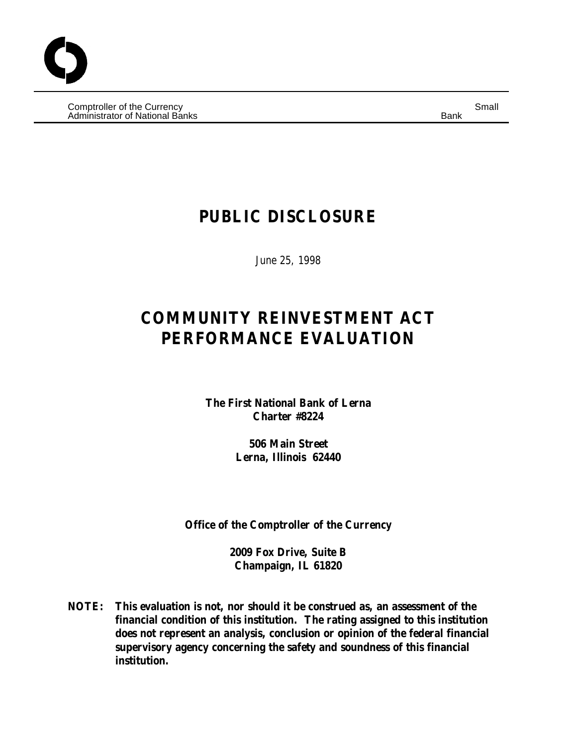Comptroller of the Currency
Administrator of National Banks

Small Bank

# PUBLIC DISCLOSURE

*June 25, 1998*

# COMMUNITY REINVESTMENT ACT PERFORMANCE EVALUATION

**The First National Bank of Lerna**
**Charter #8224**

**506 Main Street**
**Lerna, Illinois 62440**

**Office of the Comptroller of the Currency**

**2009 Fox Drive, Suite B**
**Champaign, IL 61820**

**NOTE: This evaluation is not, nor should it be construed as, an assessment of the financial condition of this institution. The rating assigned to this institution does not represent an analysis, conclusion or opinion of the federal financial supervisory agency concerning the safety and soundness of this financial institution.**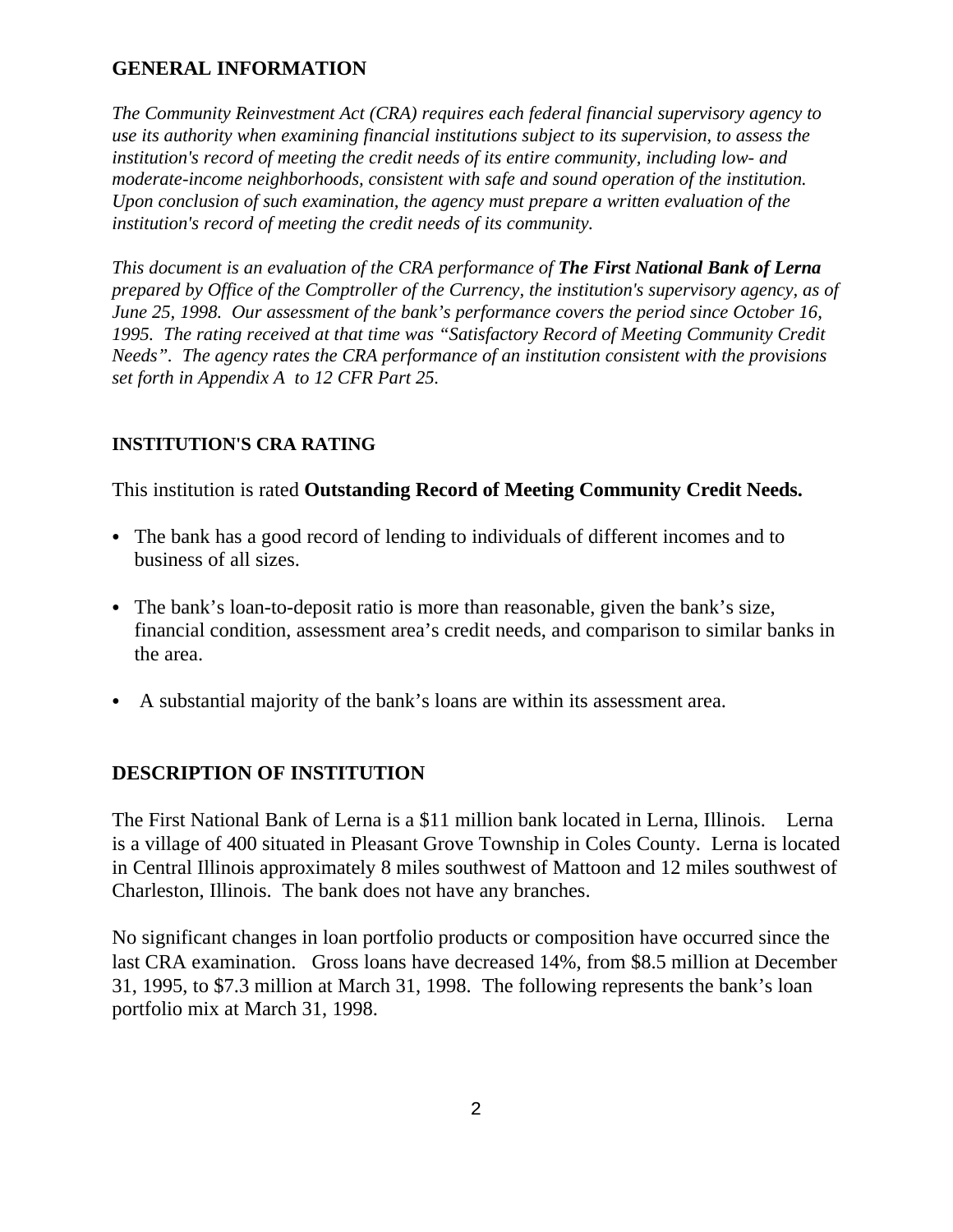## GENERAL INFORMATION

*The Community Reinvestment Act (CRA) requires each federal financial supervisory agency to use its authority when examining financial institutions subject to its supervision, to assess the institution's record of meeting the credit needs of its entire community, including low- and moderate-income neighborhoods, consistent with safe and sound operation of the institution. Upon conclusion of such examination, the agency must prepare a written evaluation of the institution's record of meeting the credit needs of its community.*

*This document is an evaluation of the CRA performance of **The First National Bank of Lerna** prepared by Office of the Comptroller of the Currency, the institution's supervisory agency, as of June 25, 1998. Our assessment of the bank's performance covers the period since October 16, 1995. The rating received at that time was "Satisfactory Record of Meeting Community Credit Needs". The agency rates the CRA performance of an institution consistent with the provisions set forth in Appendix A to 12 CFR Part 25.*

### INSTITUTION'S CRA RATING

This institution is rated **Outstanding Record of Meeting Community Credit Needs.**

- The bank has a good record of lending to individuals of different incomes and to business of all sizes.
- The bank's loan-to-deposit ratio is more than reasonable, given the bank's size, financial condition, assessment area's credit needs, and comparison to similar banks in the area.
- A substantial majority of the bank's loans are within its assessment area.

## DESCRIPTION OF INSTITUTION

The First National Bank of Lerna is a $11 million bank located in Lerna, Illinois. Lerna is a village of 400 situated in Pleasant Grove Township in Coles County. Lerna is located in Central Illinois approximately 8 miles southwest of Mattoon and 12 miles southwest of Charleston, Illinois. The bank does not have any branches.

No significant changes in loan portfolio products or composition have occurred since the last CRA examination. Gross loans have decreased 14%, from $8.5 million at December 31, 1995, to $7.3 million at March 31, 1998. The following represents the bank's loan portfolio mix at March 31, 1998.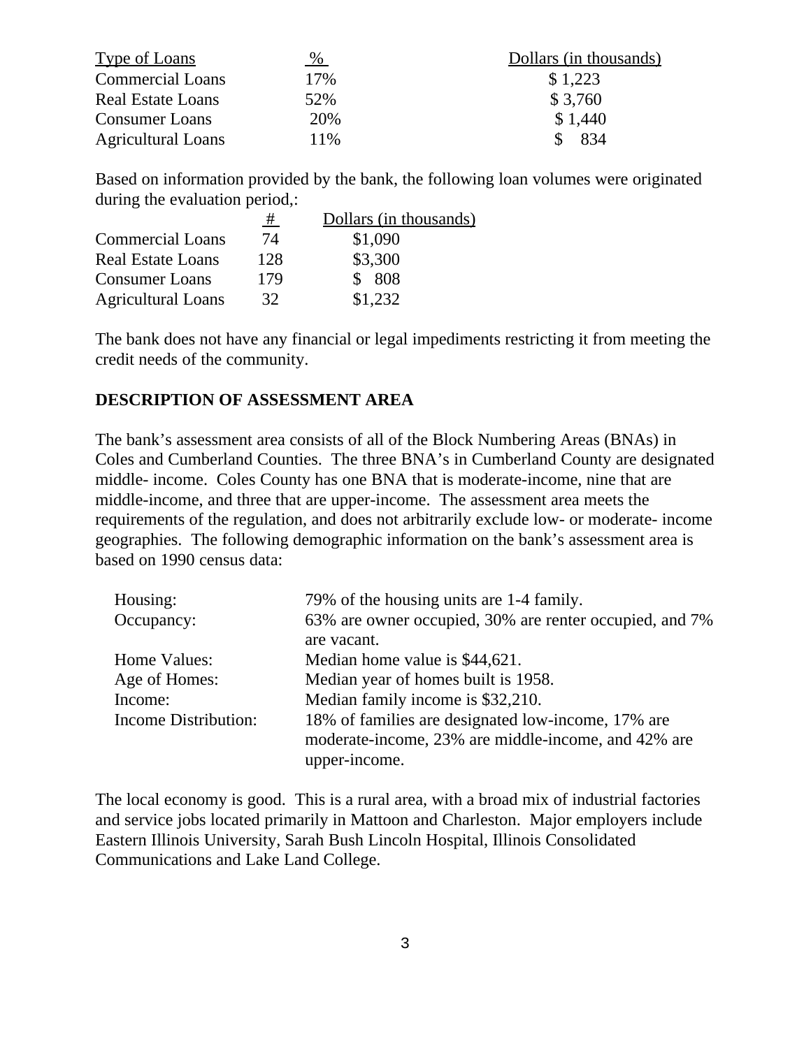| Type of Loans | % | Dollars (in thousands) |
|---|---|---|
| Commercial Loans | 17% | $ 1,223 |
| Real Estate Loans | 52% | $ 3,760 |
| Consumer Loans | 20% | $ 1,440 |
| Agricultural Loans | 11% | $ 834 |

Based on information provided by the bank, the following loan volumes were originated during the evaluation period,:

| | # | Dollars (in thousands) |
|---|---|---|
| Commercial Loans | 74 | $1,090 |
| Real Estate Loans | 128 | $3,300 |
| Consumer Loans | 179 | $ 808 |
| Agricultural Loans | 32 | $1,232 |

The bank does not have any financial or legal impediments restricting it from meeting the credit needs of the community.

## DESCRIPTION OF ASSESSMENT AREA

The bank's assessment area consists of all of the Block Numbering Areas (BNAs) in Coles and Cumberland Counties. The three BNA's in Cumberland County are designated middle- income. Coles County has one BNA that is moderate-income, nine that are middle-income, and three that are upper-income. The assessment area meets the requirements of the regulation, and does not arbitrarily exclude low- or moderate- income geographies. The following demographic information on the bank's assessment area is based on 1990 census data:

| | |
|---|---|
| Housing: | 79% of the housing units are 1-4 family. |
| Occupancy: | 63% are owner occupied, 30% are renter occupied, and 7% are vacant. |
| Home Values: | Median home value is $44,621. |
| Age of Homes: | Median year of homes built is 1958. |
| Income: | Median family income is $32,210. |
| Income Distribution: | 18% of families are designated low-income, 17% are moderate-income, 23% are middle-income, and 42% are upper-income. |

The local economy is good. This is a rural area, with a broad mix of industrial factories and service jobs located primarily in Mattoon and Charleston. Major employers include Eastern Illinois University, Sarah Bush Lincoln Hospital, Illinois Consolidated Communications and Lake Land College.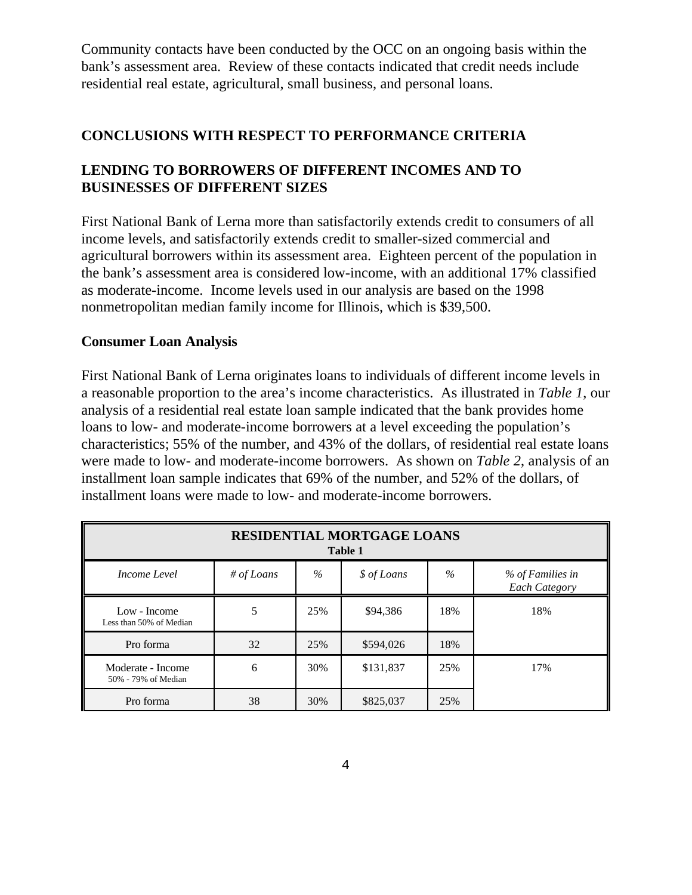Community contacts have been conducted by the OCC on an ongoing basis within the bank's assessment area. Review of these contacts indicated that credit needs include residential real estate, agricultural, small business, and personal loans.

## CONCLUSIONS WITH RESPECT TO PERFORMANCE CRITERIA

## LENDING TO BORROWERS OF DIFFERENT INCOMES AND TO BUSINESSES OF DIFFERENT SIZES

First National Bank of Lerna more than satisfactorily extends credit to consumers of all income levels, and satisfactorily extends credit to smaller-sized commercial and agricultural borrowers within its assessment area. Eighteen percent of the population in the bank's assessment area is considered low-income, with an additional 17% classified as moderate-income. Income levels used in our analysis are based on the 1998 nonmetropolitan median family income for Illinois, which is $39,500.

### Consumer Loan Analysis

First National Bank of Lerna originates loans to individuals of different income levels in a reasonable proportion to the area's income characteristics. As illustrated in *Table 1*, our analysis of a residential real estate loan sample indicated that the bank provides home loans to low- and moderate-income borrowers at a level exceeding the population's characteristics; 55% of the number, and 43% of the dollars, of residential real estate loans were made to low- and moderate-income borrowers. As shown on *Table 2*, analysis of an installment loan sample indicates that 69% of the number, and 52% of the dollars, of installment loans were made to low- and moderate-income borrowers.

**RESIDENTIAL MORTGAGE LOANS**
**Table 1**

| *Income Level* | *# of Loans* | *%* | *$ of Loans* | *%* | *% of Families in Each Category* |
|---|---|---|---|---|---|
| Low - Income<br>Less than 50% of Median | 5 | 25% | $94,386 | 18% | 18% |
| Pro forma | 32 | 25% | $594,026 | 18% | |
| Moderate - Income<br>50% - 79% of Median | 6 | 30% | $131,837 | 25% | 17% |
| Pro forma | 38 | 30% | $825,037 | 25% | |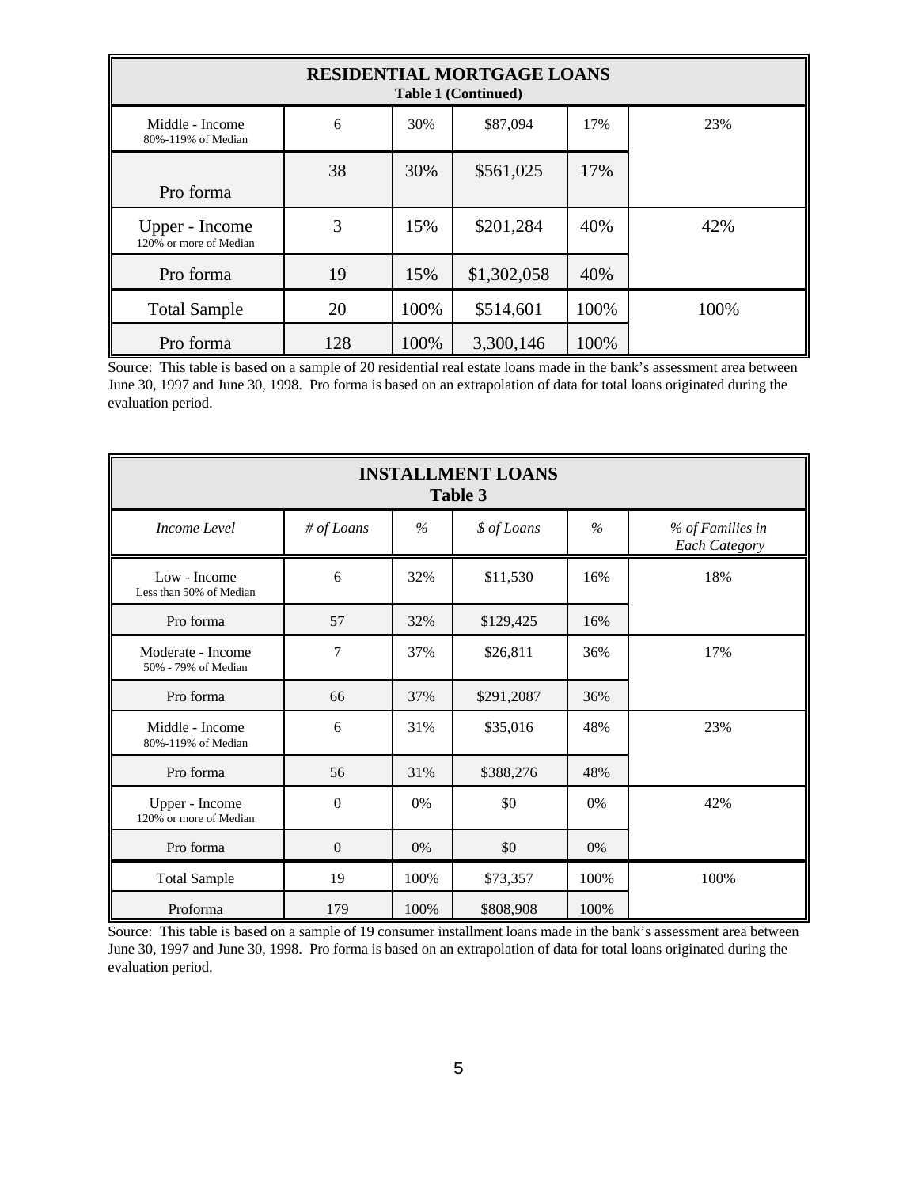| RESIDENTIAL MORTGAGE LOANS<br>Table 1 (Continued) | | | | | |
|---|---|---|---|---|---|
| Middle - Income<br>80%-119% of Median | 6 | 30% | $87,094 | 17% | 23% |
| Pro forma | 38 | 30% | $561,025 | 17% | |
| Upper - Income<br>120% or more of Median | 3 | 15% | $201,284 | 40% | 42% |
| Pro forma | 19 | 15% | $1,302,058 | 40% | |
| Total Sample | 20 | 100% | $514,601 | 100% | 100% |
| Pro forma | 128 | 100% | 3,300,146 | 100% | |

Source: This table is based on a sample of 20 residential real estate loans made in the bank's assessment area between June 30, 1997 and June 30, 1998. Pro forma is based on an extrapolation of data for total loans originated during the evaluation period.

| INSTALLMENT LOANS<br>Table 3 | | | | | |
|---|---|---|---|---|---|
| *Income Level* | *# of Loans* | *%* | *$ of Loans* | *%* | *% of Families in Each Category* |
| Low - Income<br>Less than 50% of Median | 6 | 32% | $11,530 | 16% | 18% |
| Pro forma | 57 | 32% | $129,425 | 16% | |
| Moderate - Income<br>50% - 79% of Median | 7 | 37% | $26,811 | 36% | 17% |
| Pro forma | 66 | 37% | $291,2087 | 36% | |
| Middle - Income<br>80%-119% of Median | 6 | 31% | $35,016 | 48% | 23% |
| Pro forma | 56 | 31% | $388,276 | 48% | |
| Upper - Income<br>120% or more of Median | 0 | 0% | $0 | 0% | 42% |
| Pro forma | 0 | 0% | $0 | 0% | |
| Total Sample | 19 | 100% | $73,357 | 100% | 100% |
| Proforma | 179 | 100% | $808,908 | 100% | |

Source: This table is based on a sample of 19 consumer installment loans made in the bank's assessment area between June 30, 1997 and June 30, 1998. Pro forma is based on an extrapolation of data for total loans originated during the evaluation period.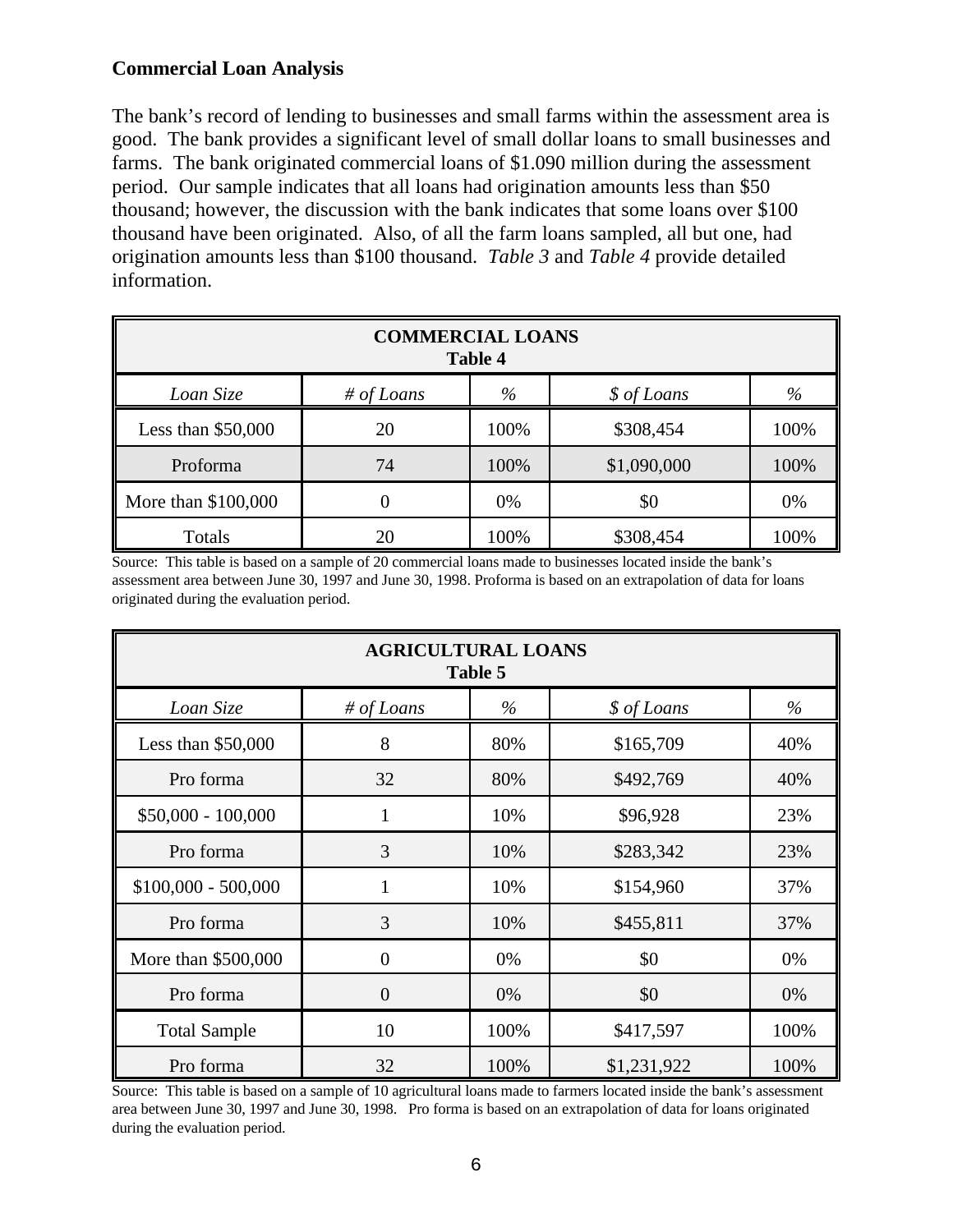**Commercial Loan Analysis**

The bank's record of lending to businesses and small farms within the assessment area is good. The bank provides a significant level of small dollar loans to small businesses and farms. The bank originated commercial loans of $1.090 million during the assessment period. Our sample indicates that all loans had origination amounts less than $50 thousand; however, the discussion with the bank indicates that some loans over $100 thousand have been originated. Also, of all the farm loans sampled, all but one, had origination amounts less than $100 thousand. *Table 3* and *Table 4* provide detailed information.

| **COMMERCIAL LOANS Table 4** | | | | |
|---|---|---|---|---|
| *Loan Size* | *# of Loans* | *%* | *$ of Loans* | *%* |
| Less than $50,000 | 20 | 100% | $308,454 | 100% |
| Proforma | 74 | 100% | $1,090,000 | 100% |
| More than $100,000 | 0 | 0% | $0 | 0% |
| Totals | 20 | 100% | $308,454 | 100% |

Source: This table is based on a sample of 20 commercial loans made to businesses located inside the bank's assessment area between June 30, 1997 and June 30, 1998. Proforma is based on an extrapolation of data for loans originated during the evaluation period.

| **AGRICULTURAL LOANS Table 5** | | | | |
|---|---|---|---|---|
| *Loan Size* | *# of Loans* | *%* | *$ of Loans* | *%* |
| Less than $50,000 | 8 | 80% | $165,709 | 40% |
| Pro forma | 32 | 80% | $492,769 | 40% |
| $50,000 - 100,000 | 1 | 10% | $96,928 | 23% |
| Pro forma | 3 | 10% | $283,342 | 23% |
| $100,000 - 500,000 | 1 | 10% | $154,960 | 37% |
| Pro forma | 3 | 10% | $455,811 | 37% |
| More than $500,000 | 0 | 0% | $0 | 0% |
| Pro forma | 0 | 0% | $0 | 0% |
| Total Sample | 10 | 100% | $417,597 | 100% |
| Pro forma | 32 | 100% | $1,231,922 | 100% |

Source: This table is based on a sample of 10 agricultural loans made to farmers located inside the bank's assessment area between June 30, 1997 and June 30, 1998. Pro forma is based on an extrapolation of data for loans originated during the evaluation period.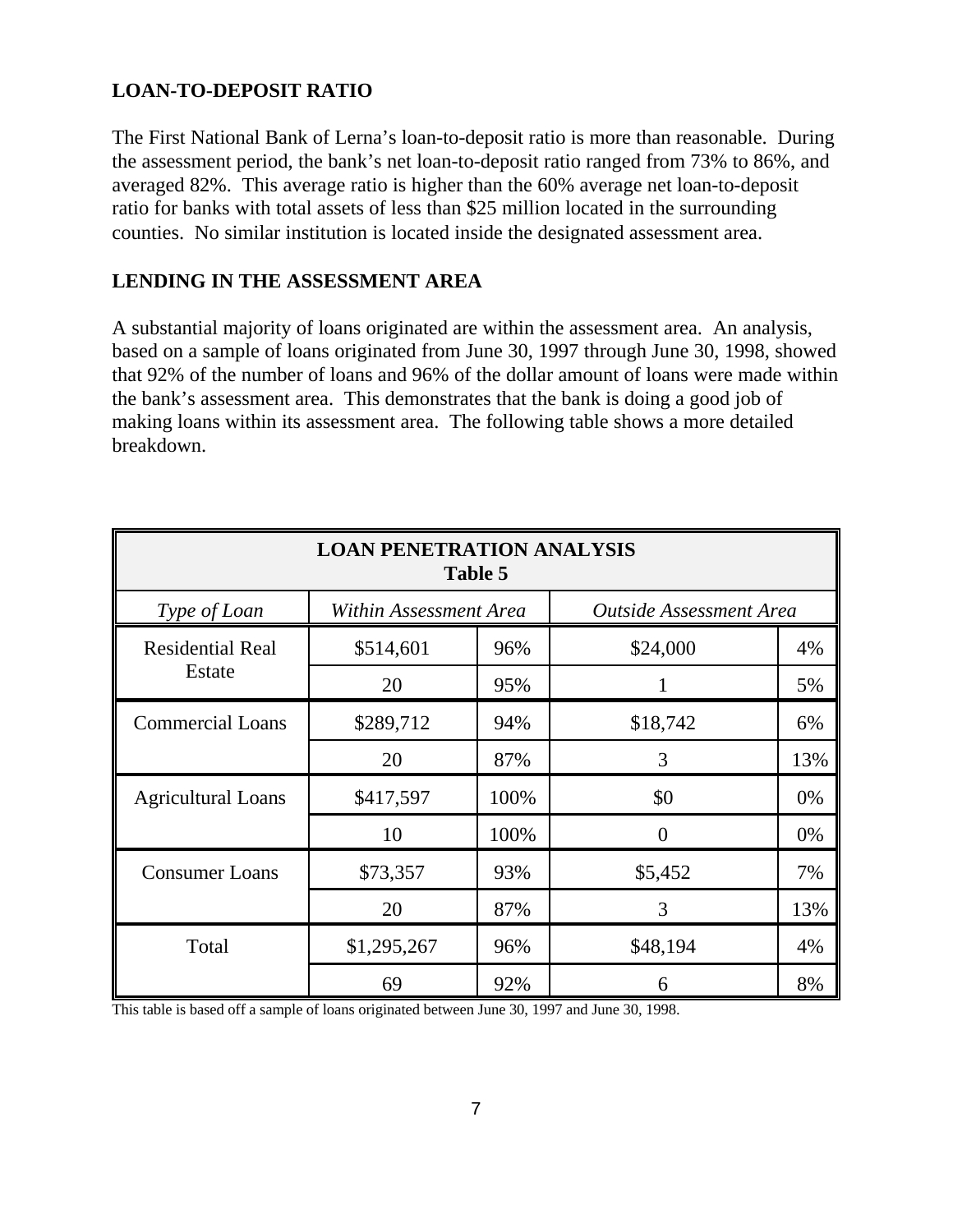## LOAN-TO-DEPOSIT RATIO

The First National Bank of Lerna's loan-to-deposit ratio is more than reasonable. During the assessment period, the bank's net loan-to-deposit ratio ranged from 73% to 86%, and averaged 82%. This average ratio is higher than the 60% average net loan-to-deposit ratio for banks with total assets of less than $25 million located in the surrounding counties. No similar institution is located inside the designated assessment area.

## LENDING IN THE ASSESSMENT AREA

A substantial majority of loans originated are within the assessment area. An analysis, based on a sample of loans originated from June 30, 1997 through June 30, 1998, showed that 92% of the number of loans and 96% of the dollar amount of loans were made within the bank's assessment area. This demonstrates that the bank is doing a good job of making loans within its assessment area. The following table shows a more detailed breakdown.

**LOAN PENETRATION ANALYSIS**
**Table 5**

| *Type of Loan* | *Within Assessment Area* | | *Outside Assessment Area* | |
|---|---|---|---|---|
| Residential Real Estate | $514,601 | 96% | $24,000 | 4% |
| | 20 | 95% | 1 | 5% |
| Commercial Loans | $289,712 | 94% | $18,742 | 6% |
| | 20 | 87% | 3 | 13% |
| Agricultural Loans | $417,597 | 100% | $0 | 0% |
| | 10 | 100% | 0 | 0% |
| Consumer Loans | $73,357 | 93% | $5,452 | 7% |
| | 20 | 87% | 3 | 13% |
| Total | $1,295,267 | 96% | $48,194 | 4% |
| | 69 | 92% | 6 | 8% |

This table is based off a sample of loans originated between June 30, 1997 and June 30, 1998.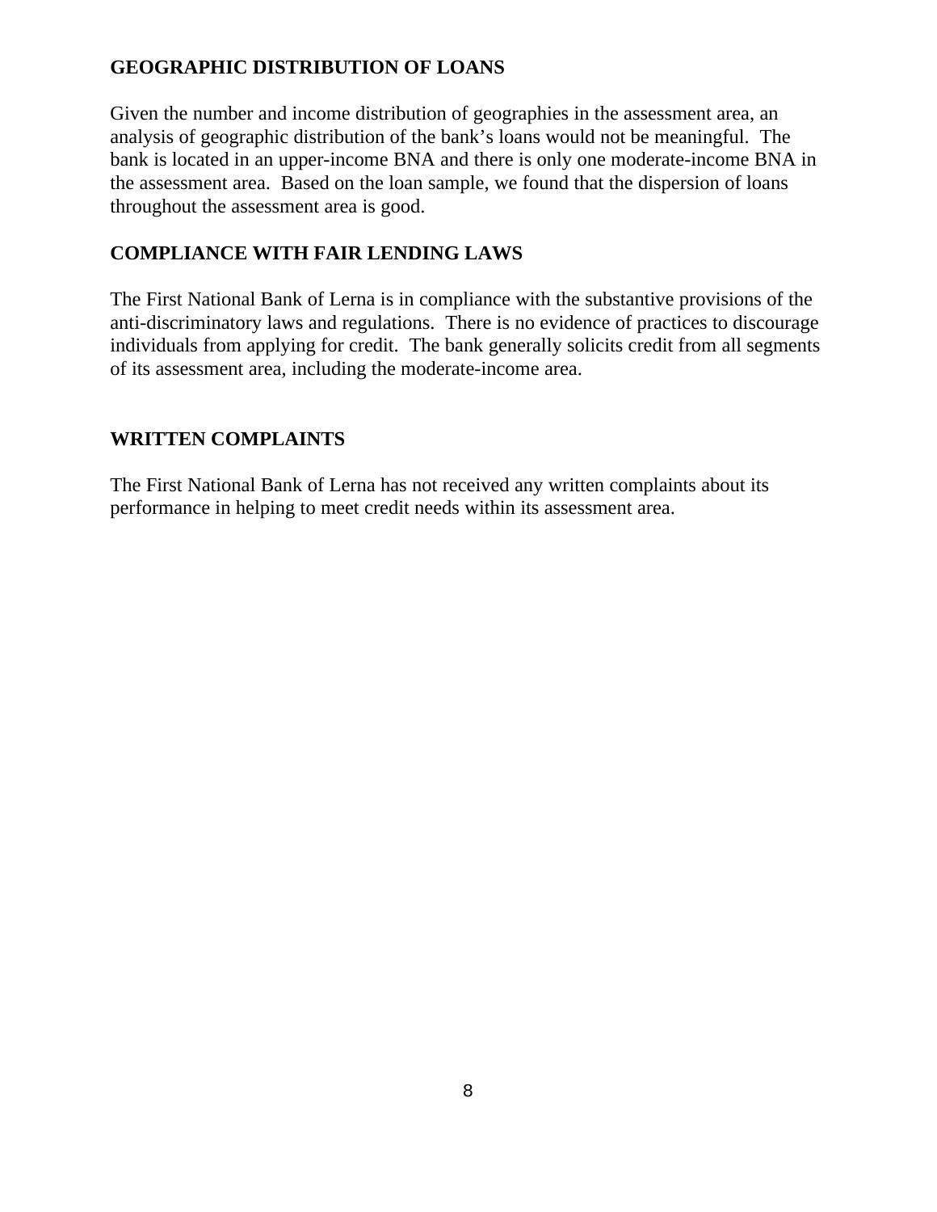## GEOGRAPHIC DISTRIBUTION OF LOANS

Given the number and income distribution of geographies in the assessment area, an analysis of geographic distribution of the bank's loans would not be meaningful. The bank is located in an upper-income BNA and there is only one moderate-income BNA in the assessment area. Based on the loan sample, we found that the dispersion of loans throughout the assessment area is good.

## COMPLIANCE WITH FAIR LENDING LAWS

The First National Bank of Lerna is in compliance with the substantive provisions of the anti-discriminatory laws and regulations. There is no evidence of practices to discourage individuals from applying for credit. The bank generally solicits credit from all segments of its assessment area, including the moderate-income area.

## WRITTEN COMPLAINTS

The First National Bank of Lerna has not received any written complaints about its performance in helping to meet credit needs within its assessment area.